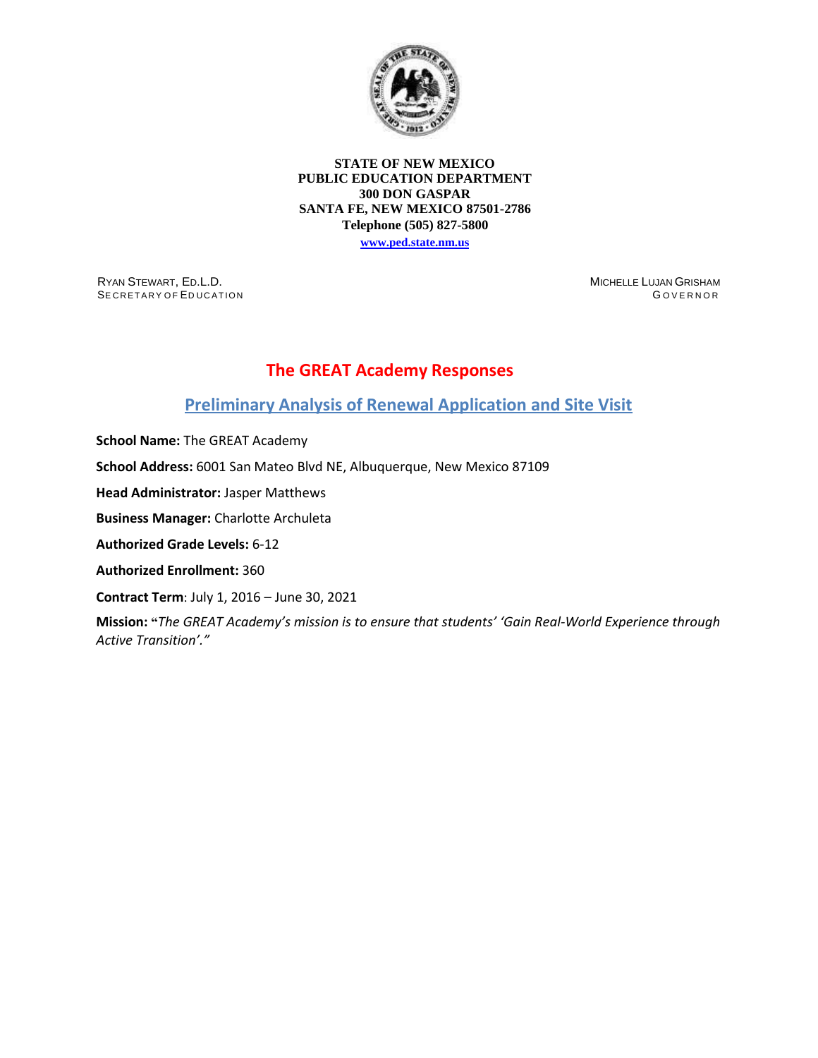**STATE OF NEW MEXICO**
**PUBLIC EDUCATION DEPARTMENT**
**300 DON GASPAR**
**SANTA FE, NEW MEXICO 87501-2786**
**Telephone (505) 827-5800**
**www.ped.state.nm.us**

RYAN STEWART, ED.L.D.
SECRETARY OF EDUCATION

MICHELLE LUJAN GRISHAM
GOVERNOR

# The GREAT Academy Responses

## Preliminary Analysis of Renewal Application and Site Visit

**School Name:** The GREAT Academy

**School Address:** 6001 San Mateo Blvd NE, Albuquerque, New Mexico 87109

**Head Administrator:** Jasper Matthews

**Business Manager:** Charlotte Archuleta

**Authorized Grade Levels:** 6-12

**Authorized Enrollment:** 360

**Contract Term**: July 1, 2016 – June 30, 2021

**Mission:** **"***The GREAT Academy's mission is to ensure that students' 'Gain Real-World Experience through Active Transition'."*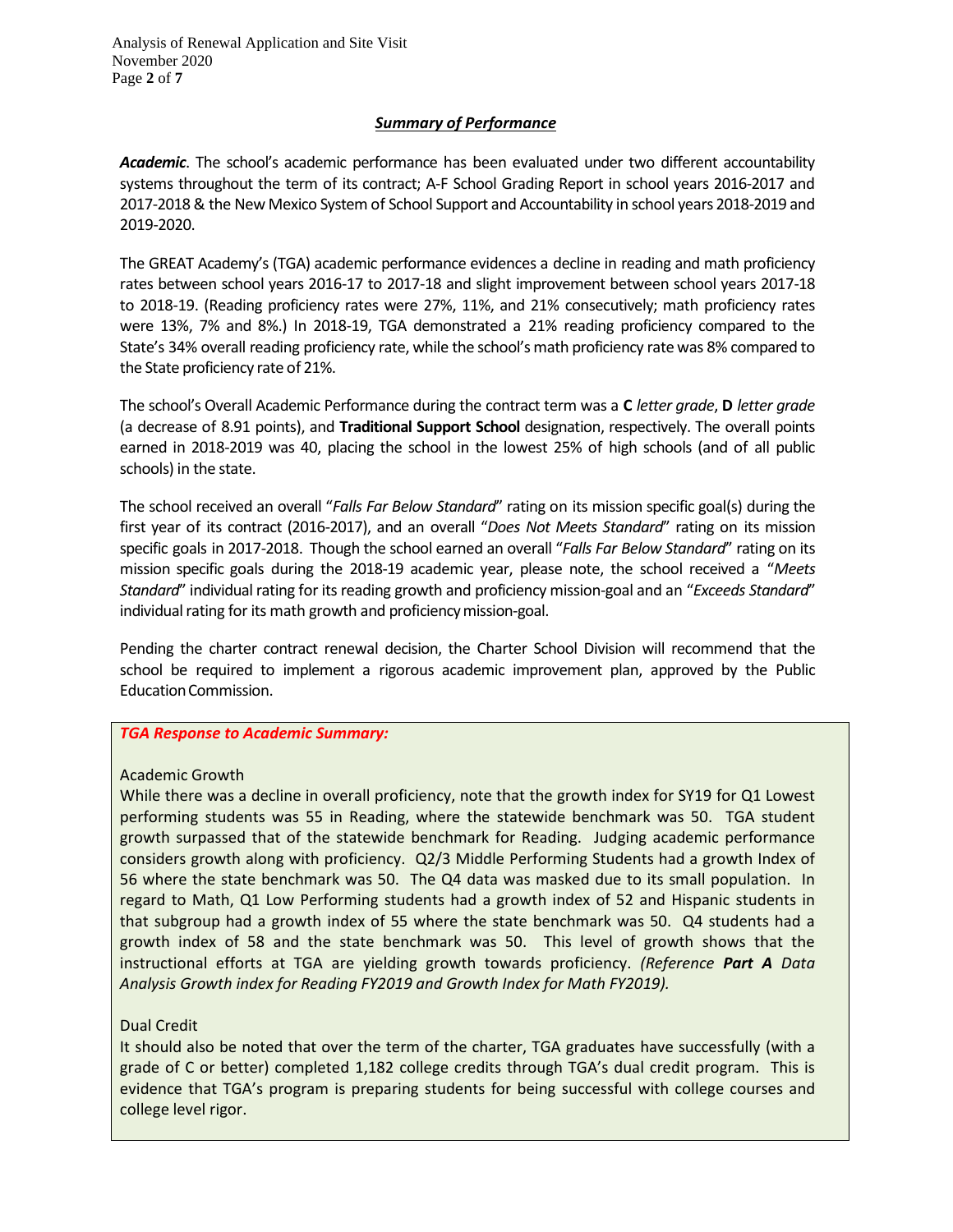## *Summary of Performance*

***Academic***. The school's academic performance has been evaluated under two different accountability systems throughout the term of its contract; A-F School Grading Report in school years 2016-2017 and 2017-2018 & the New Mexico System of School Support and Accountability in school years 2018-2019 and 2019-2020.

The GREAT Academy's (TGA) academic performance evidences a decline in reading and math proficiency rates between school years 2016-17 to 2017-18 and slight improvement between school years 2017-18 to 2018-19. (Reading proficiency rates were 27%, 11%, and 21% consecutively; math proficiency rates were 13%, 7% and 8%.) In 2018-19, TGA demonstrated a 21% reading proficiency compared to the State's 34% overall reading proficiency rate, while the school's math proficiency rate was 8% compared to the State proficiency rate of 21%.

The school's Overall Academic Performance during the contract term was a **C** *letter grade*, **D** *letter grade* (a decrease of 8.91 points), and **Traditional Support School** designation, respectively. The overall points earned in 2018-2019 was 40, placing the school in the lowest 25% of high schools (and of all public schools) in the state.

The school received an overall "*Falls Far Below Standard*" rating on its mission specific goal(s) during the first year of its contract (2016-2017), and an overall "*Does Not Meets Standard*" rating on its mission specific goals in 2017-2018. Though the school earned an overall "*Falls Far Below Standard*" rating on its mission specific goals during the 2018-19 academic year, please note, the school received a "*Meets Standard*" individual rating for its reading growth and proficiency mission-goal and an "*Exceeds Standard*" individual rating for its math growth and proficiency mission-goal.

Pending the charter contract renewal decision, the Charter School Division will recommend that the school be required to implement a rigorous academic improvement plan, approved by the Public Education Commission.

***TGA Response to Academic Summary:***

Academic Growth

While there was a decline in overall proficiency, note that the growth index for SY19 for Q1 Lowest performing students was 55 in Reading, where the statewide benchmark was 50. TGA student growth surpassed that of the statewide benchmark for Reading. Judging academic performance considers growth along with proficiency. Q2/3 Middle Performing Students had a growth Index of 56 where the state benchmark was 50. The Q4 data was masked due to its small population. In regard to Math, Q1 Low Performing students had a growth index of 52 and Hispanic students in that subgroup had a growth index of 55 where the state benchmark was 50. Q4 students had a growth index of 58 and the state benchmark was 50. This level of growth shows that the instructional efforts at TGA are yielding growth towards proficiency. *(Reference* ***Part A*** *Data Analysis Growth index for Reading FY2019 and Growth Index for Math FY2019).*

Dual Credit

It should also be noted that over the term of the charter, TGA graduates have successfully (with a grade of C or better) completed 1,182 college credits through TGA's dual credit program. This is evidence that TGA's program is preparing students for being successful with college courses and college level rigor.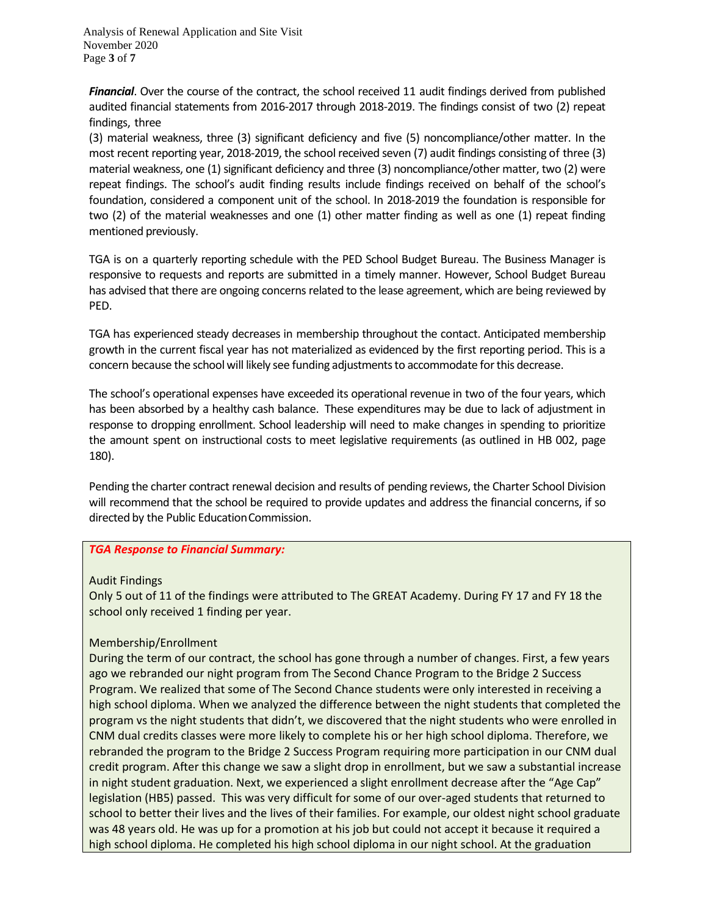***Financial***. Over the course of the contract, the school received 11 audit findings derived from published audited financial statements from 2016-2017 through 2018-2019. The findings consist of two (2) repeat findings, three (3) material weakness, three (3) significant deficiency and five (5) noncompliance/other matter. In the most recent reporting year, 2018-2019, the school received seven (7) audit findings consisting of three (3) material weakness, one (1) significant deficiency and three (3) noncompliance/other matter, two (2) were repeat findings. The school's audit finding results include findings received on behalf of the school's foundation, considered a component unit of the school. In 2018-2019 the foundation is responsible for two (2) of the material weaknesses and one (1) other matter finding as well as one (1) repeat finding mentioned previously.

TGA is on a quarterly reporting schedule with the PED School Budget Bureau. The Business Manager is responsive to requests and reports are submitted in a timely manner. However, School Budget Bureau has advised that there are ongoing concerns related to the lease agreement, which are being reviewed by PED.

TGA has experienced steady decreases in membership throughout the contact. Anticipated membership growth in the current fiscal year has not materialized as evidenced by the first reporting period. This is a concern because the school will likely see funding adjustments to accommodate for this decrease.

The school's operational expenses have exceeded its operational revenue in two of the four years, which has been absorbed by a healthy cash balance. These expenditures may be due to lack of adjustment in response to dropping enrollment. School leadership will need to make changes in spending to prioritize the amount spent on instructional costs to meet legislative requirements (as outlined in HB 002, page 180).

Pending the charter contract renewal decision and results of pending reviews, the Charter School Division will recommend that the school be required to provide updates and address the financial concerns, if so directed by the Public Education Commission.

***TGA Response to Financial Summary:***

Audit Findings

Only 5 out of 11 of the findings were attributed to The GREAT Academy. During FY 17 and FY 18 the school only received 1 finding per year.

Membership/Enrollment

During the term of our contract, the school has gone through a number of changes. First, a few years ago we rebranded our night program from The Second Chance Program to the Bridge 2 Success Program. We realized that some of The Second Chance students were only interested in receiving a high school diploma. When we analyzed the difference between the night students that completed the program vs the night students that didn't, we discovered that the night students who were enrolled in CNM dual credits classes were more likely to complete his or her high school diploma. Therefore, we rebranded the program to the Bridge 2 Success Program requiring more participation in our CNM dual credit program. After this change we saw a slight drop in enrollment, but we saw a substantial increase in night student graduation. Next, we experienced a slight enrollment decrease after the "Age Cap" legislation (HB5) passed. This was very difficult for some of our over-aged students that returned to school to better their lives and the lives of their families. For example, our oldest night school graduate was 48 years old. He was up for a promotion at his job but could not accept it because it required a high school diploma. He completed his high school diploma in our night school. At the graduation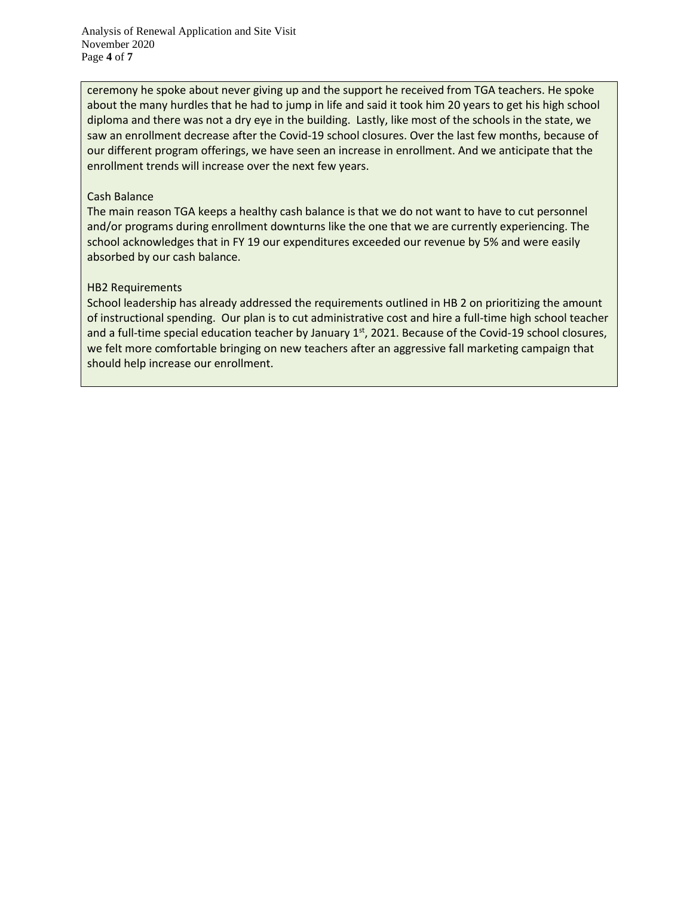ceremony he spoke about never giving up and the support he received from TGA teachers. He spoke about the many hurdles that he had to jump in life and said it took him 20 years to get his high school diploma and there was not a dry eye in the building. Lastly, like most of the schools in the state, we saw an enrollment decrease after the Covid-19 school closures. Over the last few months, because of our different program offerings, we have seen an increase in enrollment. And we anticipate that the enrollment trends will increase over the next few years.

Cash Balance

The main reason TGA keeps a healthy cash balance is that we do not want to have to cut personnel and/or programs during enrollment downturns like the one that we are currently experiencing. The school acknowledges that in FY 19 our expenditures exceeded our revenue by 5% and were easily absorbed by our cash balance.

HB2 Requirements

School leadership has already addressed the requirements outlined in HB 2 on prioritizing the amount of instructional spending. Our plan is to cut administrative cost and hire a full-time high school teacher and a full-time special education teacher by January 1st, 2021. Because of the Covid-19 school closures, we felt more comfortable bringing on new teachers after an aggressive fall marketing campaign that should help increase our enrollment.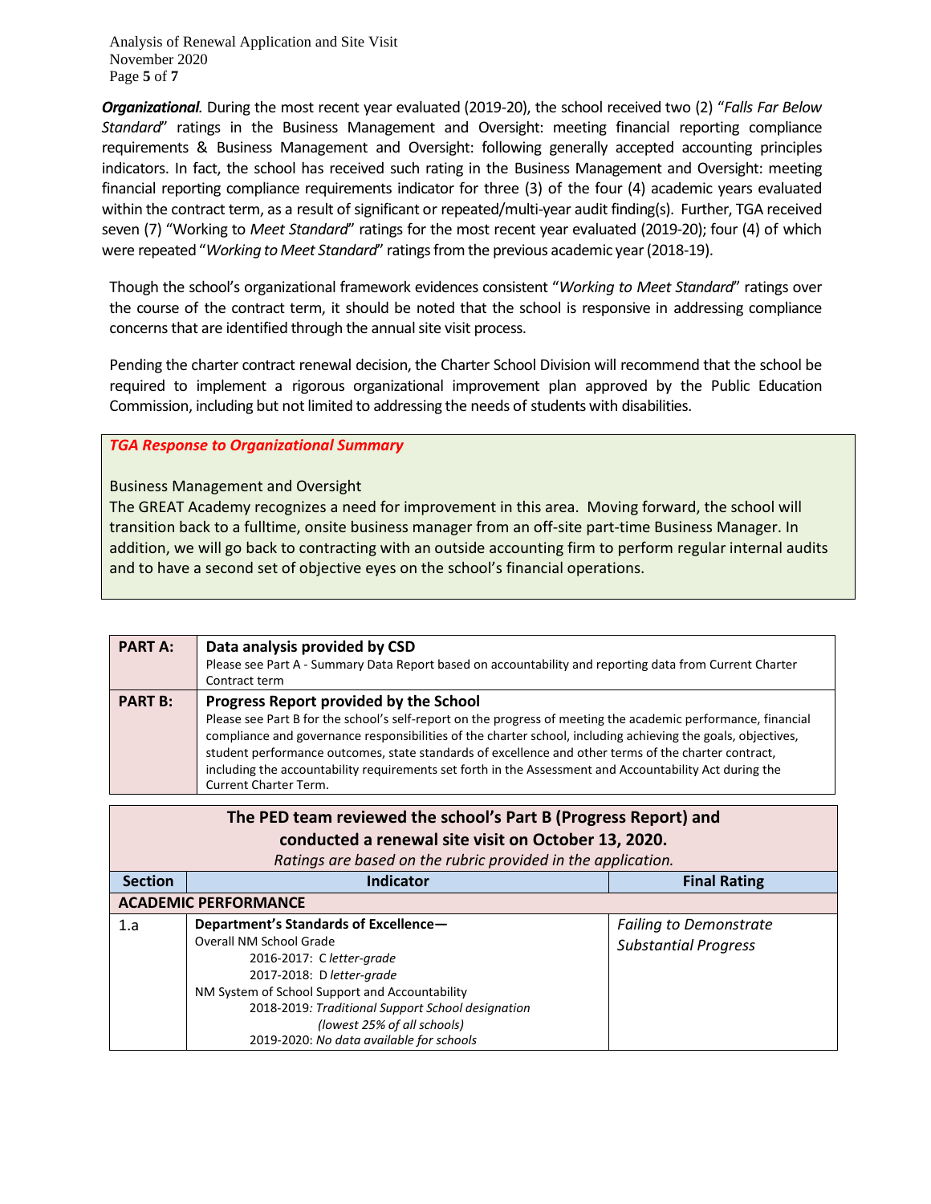***Organizational***. During the most recent year evaluated (2019-20), the school received two (2) "*Falls Far Below Standard*" ratings in the Business Management and Oversight: meeting financial reporting compliance requirements & Business Management and Oversight: following generally accepted accounting principles indicators. In fact, the school has received such rating in the Business Management and Oversight: meeting financial reporting compliance requirements indicator for three (3) of the four (4) academic years evaluated within the contract term, as a result of significant or repeated/multi-year audit finding(s). Further, TGA received seven (7) "Working to *Meet Standard*" ratings for the most recent year evaluated (2019-20); four (4) of which were repeated "*Working to Meet Standard*" ratings from the previous academic year (2018-19).

Though the school's organizational framework evidences consistent "*Working to Meet Standard*" ratings over the course of the contract term, it should be noted that the school is responsive in addressing compliance concerns that are identified through the annual site visit process.

Pending the charter contract renewal decision, the Charter School Division will recommend that the school be required to implement a rigorous organizational improvement plan approved by the Public Education Commission, including but not limited to addressing the needs of students with disabilities.

***TGA Response to Organizational Summary***

Business Management and Oversight
The GREAT Academy recognizes a need for improvement in this area. Moving forward, the school will transition back to a fulltime, onsite business manager from an off-site part-time Business Manager. In addition, we will go back to contracting with an outside accounting firm to perform regular internal audits and to have a second set of objective eyes on the school's financial operations.

| | |
|---|---|
| **PART A:** | **Data analysis provided by CSD**<br>Please see Part A - Summary Data Report based on accountability and reporting data from Current Charter Contract term |
| **PART B:** | **Progress Report provided by the School**<br>Please see Part B for the school's self-report on the progress of meeting the academic performance, financial compliance and governance responsibilities of the charter school, including achieving the goals, objectives, student performance outcomes, state standards of excellence and other terms of the charter contract, including the accountability requirements set forth in the Assessment and Accountability Act during the Current Charter Term. |

**The PED team reviewed the school's Part B (Progress Report) and conducted a renewal site visit on October 13, 2020.**
*Ratings are based on the rubric provided in the application.*

| Section | Indicator | Final Rating |
|---|---|---|
| **ACADEMIC PERFORMANCE** | | |
| 1.a | **Department's Standards of Excellence—**<br>Overall NM School Grade<br>2016-2017: C *letter-grade*<br>2017-2018: D *letter-grade*<br>NM System of School Support and Accountability<br>2018-2019: *Traditional Support School designation (lowest 25% of all schools)*<br>2019-2020: *No data available for schools* | *Failing to Demonstrate Substantial Progress* |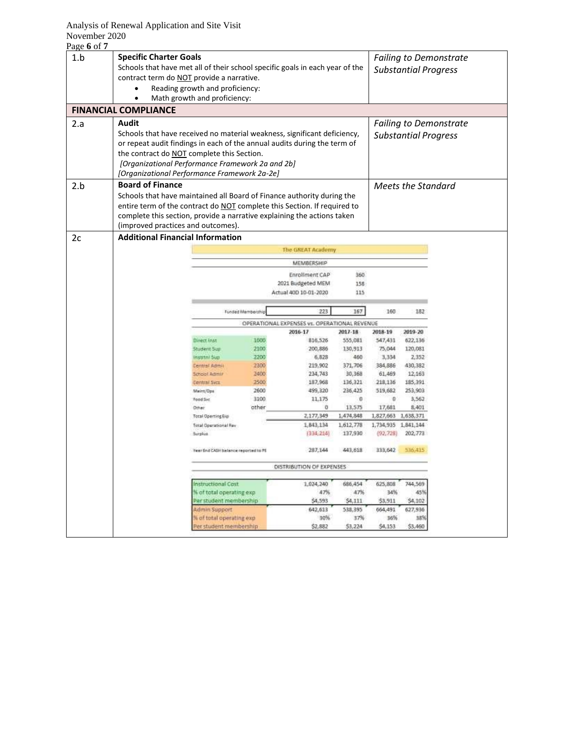| | | |
|---|---|---|
| 1.b | **Specific Charter Goals**<br>Schools that have met all of their school specific goals in each year of the contract term do NOT provide a narrative.<br>• Reading growth and proficiency:<br>• Math growth and proficiency: | *Failing to Demonstrate Substantial Progress* |
| **FINANCIAL COMPLIANCE** | | |
| 2.a | **Audit**<br>Schools that have received no material weakness, significant deficiency, or repeat audit findings in each of the annual audits during the term of the contract do NOT complete this Section.<br>*[Organizational Performance Framework 2a and 2b]*<br>*[Organizational Performance Framework 2a-2e]* | *Failing to Demonstrate Substantial Progress* |
| 2.b | **Board of Finance**<br>Schools that have maintained all Board of Finance authority during the entire term of the contract do NOT complete this Section. If required to complete this section, provide a narrative explaining the actions taken (improved practices and outcomes). | *Meets the Standard* |
| 2c | **Additional Financial Information** | |

**The GREAT Academy**

MEMBERSHIP

| | |
|---|---|
| Enrollment CAP | 360 |
| 2021 Budgeted MEM | 158 |
| Actual 40D 10-01-2020 | 115 |

OPERATIONAL EXPENSES vs. OPERATIONAL REVENUE

| | | 2016-17 | 2017-18 | 2018-19 | 2019-20 |
|---|---|---|---|---|---|
| Funded Membership | | 223 | 167 | 160 | 182 |
| Direct Inst | 1000 | 816,526 | 555,081 | 547,431 | 622,136 |
| Student Sup | 2100 | 200,886 | 130,913 | 75,044 | 120,081 |
| Instrtnl Sup | 2200 | 6,828 | 460 | 3,334 | 2,352 |
| Central Admin | 2300 | 219,902 | 371,706 | 384,886 | 430,382 |
| School Admin | 2400 | 234,743 | 30,368 | 61,469 | 12,163 |
| Central Svcs | 2500 | 187,968 | 136,321 | 218,136 | 185,391 |
| Maint/Ops | 2600 | 499,320 | 236,425 | 519,682 | 253,903 |
| Food Svc | 3100 | 11,175 | 0 | 0 | 3,562 |
| Other | other | 0 | 13,575 | 17,681 | 8,401 |
| Total Operting Exp | | 2,177,349 | 1,474,848 | 1,827,663 | 1,638,371 |
| Total Operational Rev | | 1,843,134 | 1,612,778 | 1,734,935 | 1,841,144 |
| Surplus | | (334,214) | 137,930 | (92,728) | 202,773 |
| Year End CASH balance reported to PE | | 287,144 | 443,618 | 333,642 | 536,415 |

DISTRIBUTION OF EXPENSES

| | 2016-17 | 2017-18 | 2018-19 | 2019-20 |
|---|---|---|---|---|
| Instructional Cost | 1,024,240 | 686,454 | 625,808 | 744,569 |
| % of total operating exp | 47% | 47% | 34% | 45% |
| Per student membership | $4,593 | $4,111 | $3,911 | $4,102 |
| Admin Support | 642,613 | 538,395 | 664,491 | 627,936 |
| % of total operating exp | 30% | 37% | 36% | 38% |
| Per student membership | $2,882 | $3,224 | $4,153 | $3,460 |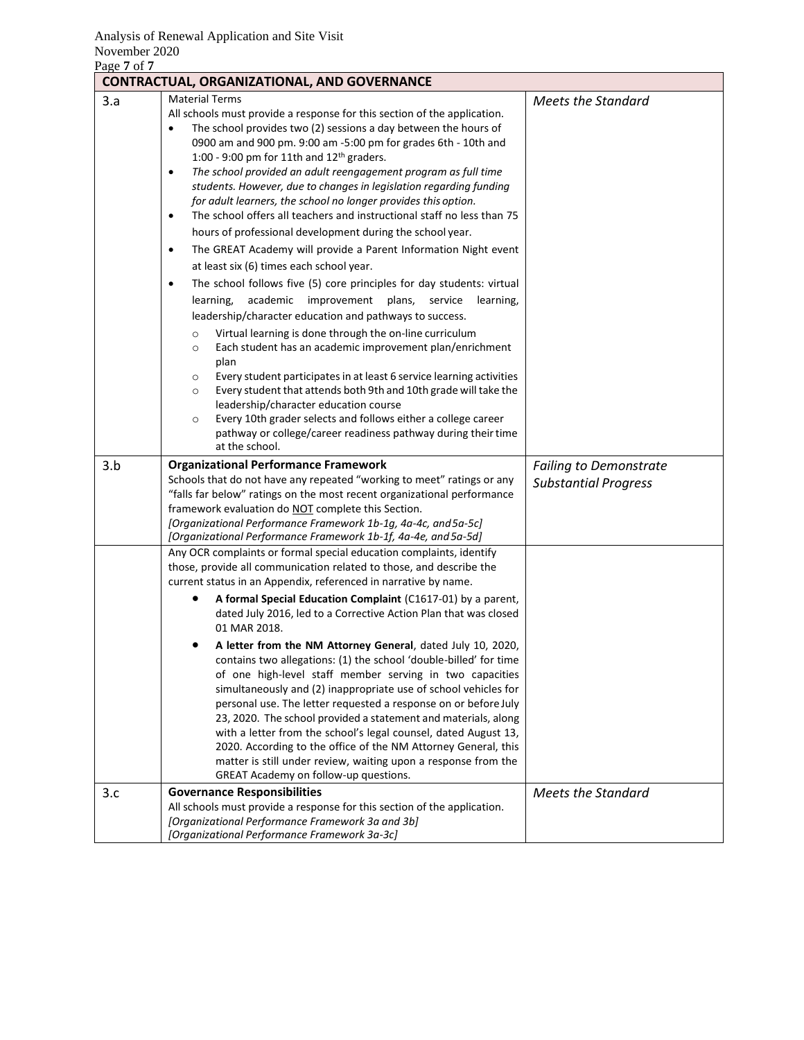| CONTRACTUAL, ORGANIZATIONAL, AND GOVERNANCE | | |
|---|---|---|
| 3.a | Material Terms<br>All schools must provide a response for this section of the application.<br>• The school provides two (2) sessions a day between the hours of 0900 am and 900 pm. 9:00 am -5:00 pm for grades 6th - 10th and 1:00 - 9:00 pm for 11th and 12th graders.<br>• *The school provided an adult reengagement program as full time students. However, due to changes in legislation regarding funding for adult learners, the school no longer provides this option.*<br>• The school offers all teachers and instructional staff no less than 75 hours of professional development during the school year.<br>• The GREAT Academy will provide a Parent Information Night event at least six (6) times each school year.<br>• The school follows five (5) core principles for day students: virtual learning, academic improvement plans, service learning, leadership/character education and pathways to success.<br>  ○ Virtual learning is done through the on-line curriculum<br>  ○ Each student has an academic improvement plan/enrichment plan<br>  ○ Every student participates in at least 6 service learning activities<br>  ○ Every student that attends both 9th and 10th grade will take the leadership/character education course<br>  ○ Every 10th grader selects and follows either a college career pathway or college/career readiness pathway during their time at the school. | *Meets the Standard* |
| 3.b | **Organizational Performance Framework**<br>Schools that do not have any repeated "working to meet" ratings or any "falls far below" ratings on the most recent organizational performance framework evaluation do NOT complete this Section.<br>*[Organizational Performance Framework 1b-1g, 4a-4c, and 5a-5c]*<br>*[Organizational Performance Framework 1b-1f, 4a-4e, and 5a-5d]* | *Failing to Demonstrate Substantial Progress* |
| | Any OCR complaints or formal special education complaints, identify those, provide all communication related to those, and describe the current status in an Appendix, referenced in narrative by name.<br>• **A formal Special Education Complaint** (C1617-01) by a parent, dated July 2016, led to a Corrective Action Plan that was closed 01 MAR 2018.<br>• **A letter from the NM Attorney General**, dated July 10, 2020, contains two allegations: (1) the school 'double-billed' for time of one high-level staff member serving in two capacities simultaneously and (2) inappropriate use of school vehicles for personal use. The letter requested a response on or before July 23, 2020. The school provided a statement and materials, along with a letter from the school's legal counsel, dated August 13, 2020. According to the office of the NM Attorney General, this matter is still under review, waiting upon a response from the GREAT Academy on follow-up questions. | |
| 3.c | **Governance Responsibilities**<br>All schools must provide a response for this section of the application.<br>*[Organizational Performance Framework 3a and 3b]*<br>*[Organizational Performance Framework 3a-3c]* | *Meets the Standard* |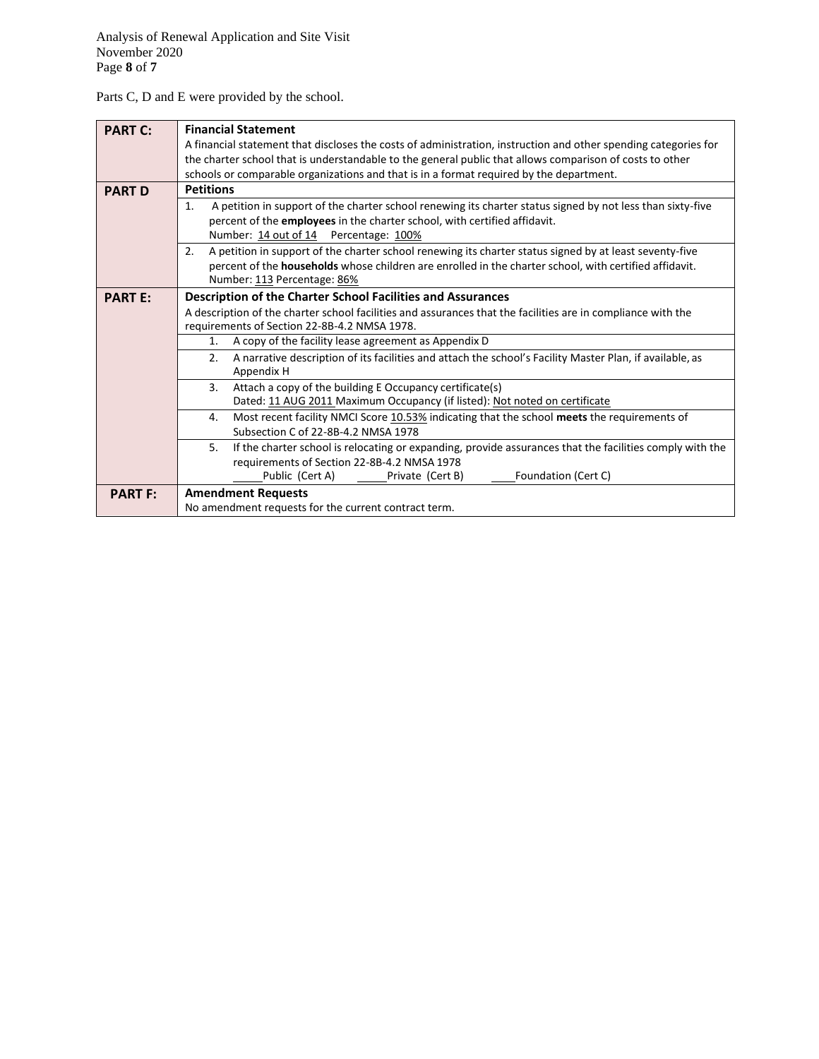Parts C, D and E were provided by the school.

| | |
|---|---|
| **PART C:** | **Financial Statement**<br>A financial statement that discloses the costs of administration, instruction and other spending categories for the charter school that is understandable to the general public that allows comparison of costs to other schools or comparable organizations and that is in a format required by the department. |
| **PART D** | **Petitions** |
| | 1. A petition in support of the charter school renewing its charter status signed by not less than sixty-five percent of the **employees** in the charter school, with certified affidavit.<br>Number: 14 out of 14 Percentage: 100% |
| | 2. A petition in support of the charter school renewing its charter status signed by at least seventy-five percent of the **households** whose children are enrolled in the charter school, with certified affidavit.<br>Number: 113 Percentage: 86% |
| **PART E:** | **Description of the Charter School Facilities and Assurances**<br>A description of the charter school facilities and assurances that the facilities are in compliance with the requirements of Section 22-8B-4.2 NMSA 1978. |
| | 1. A copy of the facility lease agreement as Appendix D |
| | 2. A narrative description of its facilities and attach the school's Facility Master Plan, if available, as Appendix H |
| | 3. Attach a copy of the building E Occupancy certificate(s)<br>Dated: 11 AUG 2011 Maximum Occupancy (if listed): Not noted on certificate |
| | 4. Most recent facility NMCI Score 10.53% indicating that the school **meets** the requirements of Subsection C of 22-8B-4.2 NMSA 1978 |
| | 5. If the charter school is relocating or expanding, provide assurances that the facilities comply with the requirements of Section 22-8B-4.2 NMSA 1978<br>_____Public (Cert A) _____Private (Cert B) ____Foundation (Cert C) |
| **PART F:** | **Amendment Requests**<br>No amendment requests for the current contract term. |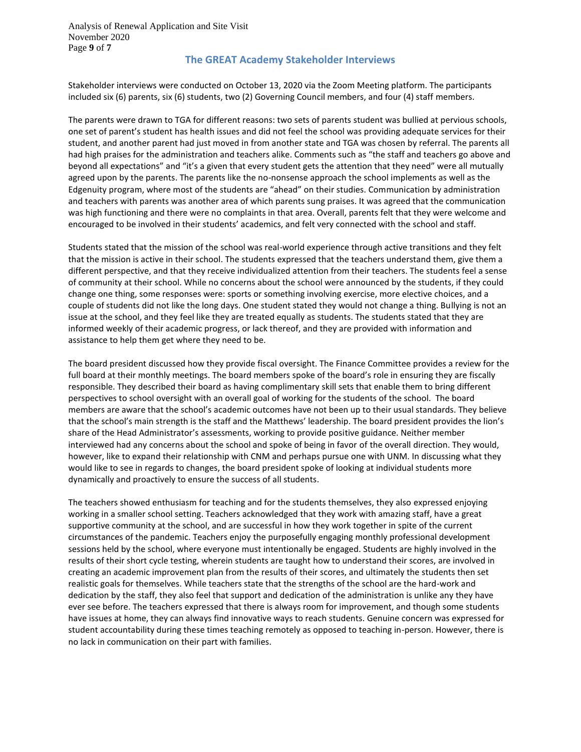## The GREAT Academy Stakeholder Interviews

Stakeholder interviews were conducted on October 13, 2020 via the Zoom Meeting platform. The participants included six (6) parents, six (6) students, two (2) Governing Council members, and four (4) staff members.

The parents were drawn to TGA for different reasons: two sets of parents student was bullied at pervious schools, one set of parent's student has health issues and did not feel the school was providing adequate services for their student, and another parent had just moved in from another state and TGA was chosen by referral. The parents all had high praises for the administration and teachers alike. Comments such as "the staff and teachers go above and beyond all expectations" and "it's a given that every student gets the attention that they need" were all mutually agreed upon by the parents. The parents like the no-nonsense approach the school implements as well as the Edgenuity program, where most of the students are "ahead" on their studies. Communication by administration and teachers with parents was another area of which parents sung praises. It was agreed that the communication was high functioning and there were no complaints in that area. Overall, parents felt that they were welcome and encouraged to be involved in their students' academics, and felt very connected with the school and staff.

Students stated that the mission of the school was real-world experience through active transitions and they felt that the mission is active in their school. The students expressed that the teachers understand them, give them a different perspective, and that they receive individualized attention from their teachers. The students feel a sense of community at their school. While no concerns about the school were announced by the students, if they could change one thing, some responses were: sports or something involving exercise, more elective choices, and a couple of students did not like the long days. One student stated they would not change a thing. Bullying is not an issue at the school, and they feel like they are treated equally as students. The students stated that they are informed weekly of their academic progress, or lack thereof, and they are provided with information and assistance to help them get where they need to be.

The board president discussed how they provide fiscal oversight. The Finance Committee provides a review for the full board at their monthly meetings. The board members spoke of the board's role in ensuring they are fiscally responsible. They described their board as having complimentary skill sets that enable them to bring different perspectives to school oversight with an overall goal of working for the students of the school. The board members are aware that the school's academic outcomes have not been up to their usual standards. They believe that the school's main strength is the staff and the Matthews' leadership. The board president provides the lion's share of the Head Administrator's assessments, working to provide positive guidance. Neither member interviewed had any concerns about the school and spoke of being in favor of the overall direction. They would, however, like to expand their relationship with CNM and perhaps pursue one with UNM. In discussing what they would like to see in regards to changes, the board president spoke of looking at individual students more dynamically and proactively to ensure the success of all students.

The teachers showed enthusiasm for teaching and for the students themselves, they also expressed enjoying working in a smaller school setting. Teachers acknowledged that they work with amazing staff, have a great supportive community at the school, and are successful in how they work together in spite of the current circumstances of the pandemic. Teachers enjoy the purposefully engaging monthly professional development sessions held by the school, where everyone must intentionally be engaged. Students are highly involved in the results of their short cycle testing, wherein students are taught how to understand their scores, are involved in creating an academic improvement plan from the results of their scores, and ultimately the students then set realistic goals for themselves. While teachers state that the strengths of the school are the hard-work and dedication by the staff, they also feel that support and dedication of the administration is unlike any they have ever see before. The teachers expressed that there is always room for improvement, and though some students have issues at home, they can always find innovative ways to reach students. Genuine concern was expressed for student accountability during these times teaching remotely as opposed to teaching in-person. However, there is no lack in communication on their part with families.